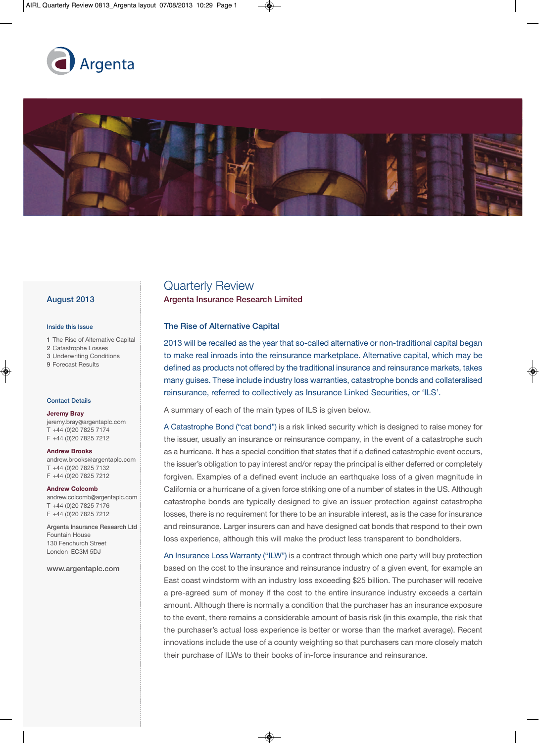Argenta

August 2013

**Inside this Issue**

1 The Rise of Alternative Capital
2 Catastrophe Losses
3 Underwriting Conditions
9 Forecast Results

**Contact Details**

**Jeremy Bray**
jeremy.bray@argentaplc.com
T +44 (0)20 7825 7174
F +44 (0)20 7825 7212

**Andrew Brooks**
andrew.brooks@argentaplc.com
T +44 (0)20 7825 7132
F +44 (0)20 7825 7212

**Andrew Colcomb**
andrew.colcomb@argentaplc.com
T +44 (0)20 7825 7176
F +44 (0)20 7825 7212

Argenta Insurance Research Ltd
Fountain House
130 Fenchurch Street
London EC3M 5DJ

www.argentaplc.com

# Quarterly Review

**Argenta Insurance Research Limited**

## The Rise of Alternative Capital

2013 will be recalled as the year that so-called alternative or non-traditional capital began to make real inroads into the reinsurance marketplace. Alternative capital, which may be defined as products not offered by the traditional insurance and reinsurance markets, takes many guises. These include industry loss warranties, catastrophe bonds and collateralised reinsurance, referred to collectively as Insurance Linked Securities, or 'ILS'.

A summary of each of the main types of ILS is given below.

A Catastrophe Bond ("cat bond") is a risk linked security which is designed to raise money for the issuer, usually an insurance or reinsurance company, in the event of a catastrophe such as a hurricane. It has a special condition that states that if a defined catastrophic event occurs, the issuer's obligation to pay interest and/or repay the principal is either deferred or completely forgiven. Examples of a defined event include an earthquake loss of a given magnitude in California or a hurricane of a given force striking one of a number of states in the US. Although catastrophe bonds are typically designed to give an issuer protection against catastrophe losses, there is no requirement for there to be an insurable interest, as is the case for insurance and reinsurance. Larger insurers can and have designed cat bonds that respond to their own loss experience, although this will make the product less transparent to bondholders.

An Insurance Loss Warranty ("ILW") is a contract through which one party will buy protection based on the cost to the insurance and reinsurance industry of a given event, for example an East coast windstorm with an industry loss exceeding $25 billion. The purchaser will receive a pre-agreed sum of money if the cost to the entire insurance industry exceeds a certain amount. Although there is normally a condition that the purchaser has an insurance exposure to the event, there remains a considerable amount of basis risk (in this example, the risk that the purchaser's actual loss experience is better or worse than the market average). Recent innovations include the use of a county weighting so that purchasers can more closely match their purchase of ILWs to their books of in-force insurance and reinsurance.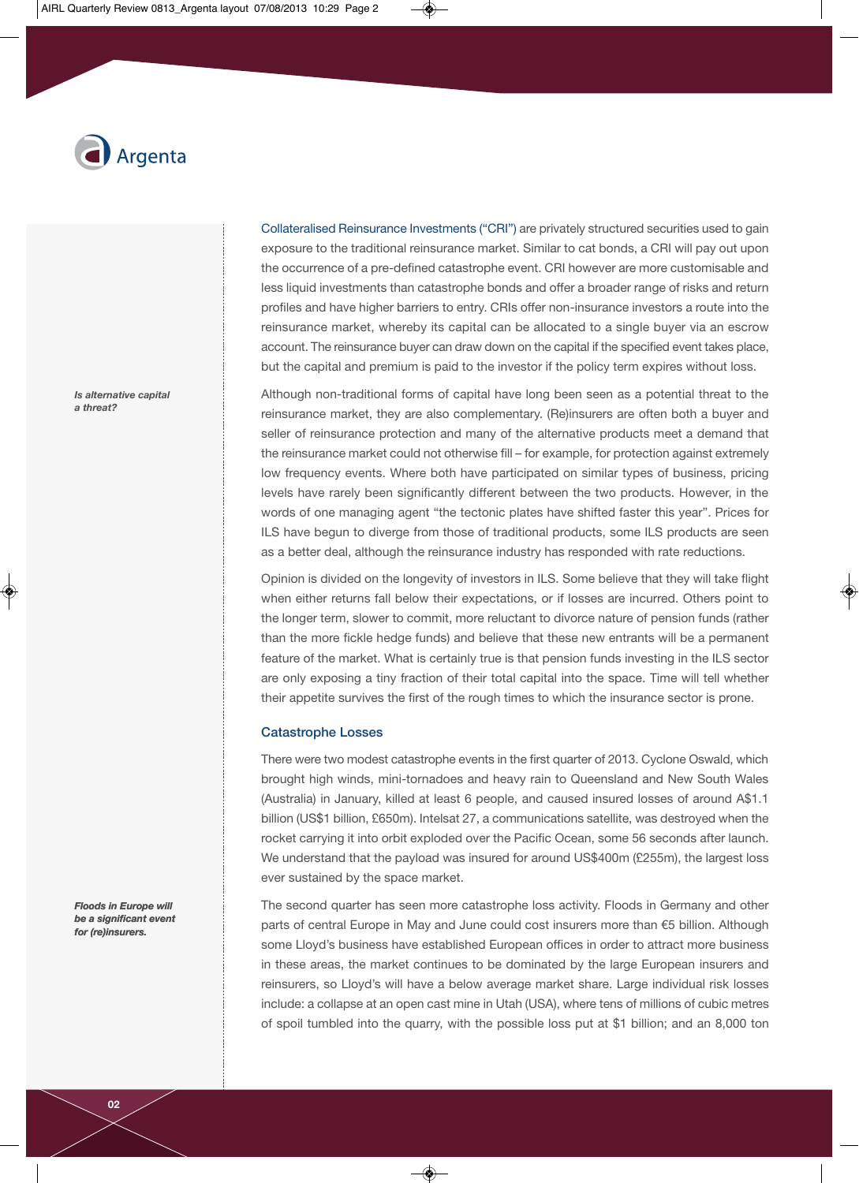Collateralised Reinsurance Investments ("CRI") are privately structured securities used to gain exposure to the traditional reinsurance market. Similar to cat bonds, a CRI will pay out upon the occurrence of a pre-defined catastrophe event. CRI however are more customisable and less liquid investments than catastrophe bonds and offer a broader range of risks and return profiles and have higher barriers to entry. CRIs offer non-insurance investors a route into the reinsurance market, whereby its capital can be allocated to a single buyer via an escrow account. The reinsurance buyer can draw down on the capital if the specified event takes place, but the capital and premium is paid to the investor if the policy term expires without loss.

*Is alternative capital a threat?*

Although non-traditional forms of capital have long been seen as a potential threat to the reinsurance market, they are also complementary. (Re)insurers are often both a buyer and seller of reinsurance protection and many of the alternative products meet a demand that the reinsurance market could not otherwise fill – for example, for protection against extremely low frequency events. Where both have participated on similar types of business, pricing levels have rarely been significantly different between the two products. However, in the words of one managing agent "the tectonic plates have shifted faster this year". Prices for ILS have begun to diverge from those of traditional products, some ILS products are seen as a better deal, although the reinsurance industry has responded with rate reductions.

Opinion is divided on the longevity of investors in ILS. Some believe that they will take flight when either returns fall below their expectations, or if losses are incurred. Others point to the longer term, slower to commit, more reluctant to divorce nature of pension funds (rather than the more fickle hedge funds) and believe that these new entrants will be a permanent feature of the market. What is certainly true is that pension funds investing in the ILS sector are only exposing a tiny fraction of their total capital into the space. Time will tell whether their appetite survives the first of the rough times to which the insurance sector is prone.

## Catastrophe Losses

There were two modest catastrophe events in the first quarter of 2013. Cyclone Oswald, which brought high winds, mini-tornadoes and heavy rain to Queensland and New South Wales (Australia) in January, killed at least 6 people, and caused insured losses of around A$1.1 billion (US$1 billion, £650m). Intelsat 27, a communications satellite, was destroyed when the rocket carrying it into orbit exploded over the Pacific Ocean, some 56 seconds after launch. We understand that the payload was insured for around US$400m (£255m), the largest loss ever sustained by the space market.

*Floods in Europe will be a significant event for (re)insurers.*

The second quarter has seen more catastrophe loss activity. Floods in Germany and other parts of central Europe in May and June could cost insurers more than €5 billion. Although some Lloyd's business have established European offices in order to attract more business in these areas, the market continues to be dominated by the large European insurers and reinsurers, so Lloyd's will have a below average market share. Large individual risk losses include: a collapse at an open cast mine in Utah (USA), where tens of millions of cubic metres of spoil tumbled into the quarry, with the possible loss put at $1 billion; and an 8,000 ton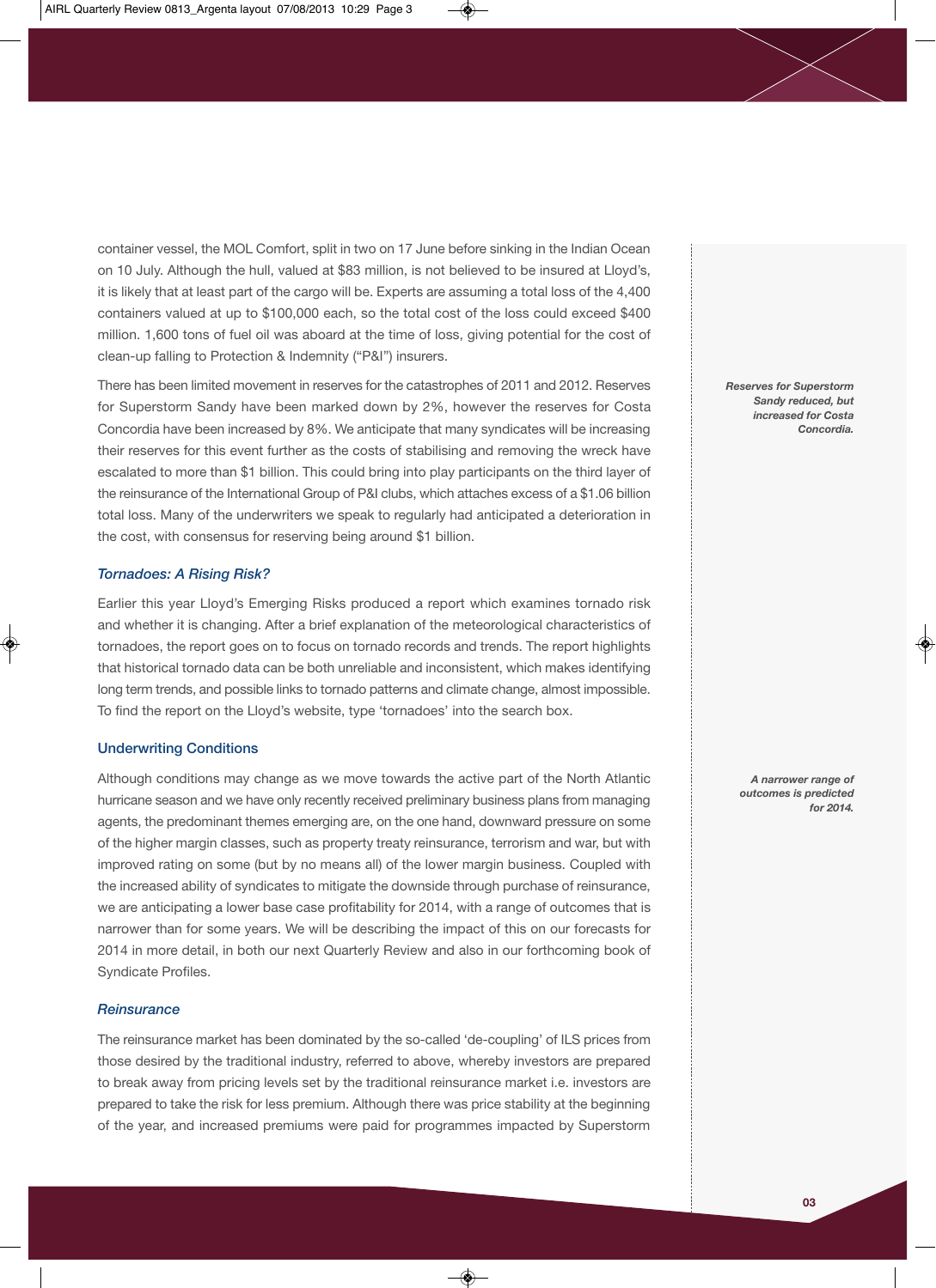container vessel, the MOL Comfort, split in two on 17 June before sinking in the Indian Ocean on 10 July. Although the hull, valued at $83 million, is not believed to be insured at Lloyd's, it is likely that at least part of the cargo will be. Experts are assuming a total loss of the 4,400 containers valued at up to $100,000 each, so the total cost of the loss could exceed $400 million. 1,600 tons of fuel oil was aboard at the time of loss, giving potential for the cost of clean-up falling to Protection & Indemnity ("P&I") insurers.

There has been limited movement in reserves for the catastrophes of 2011 and 2012. Reserves for Superstorm Sandy have been marked down by 2%, however the reserves for Costa Concordia have been increased by 8%. We anticipate that many syndicates will be increasing their reserves for this event further as the costs of stabilising and removing the wreck have escalated to more than $1 billion. This could bring into play participants on the third layer of the reinsurance of the International Group of P&I clubs, which attaches excess of a $1.06 billion total loss. Many of the underwriters we speak to regularly had anticipated a deterioration in the cost, with consensus for reserving being around $1 billion.

***Reserves for Superstorm Sandy reduced, but increased for Costa Concordia.***

### *Tornadoes: A Rising Risk?*

Earlier this year Lloyd's Emerging Risks produced a report which examines tornado risk and whether it is changing. After a brief explanation of the meteorological characteristics of tornadoes, the report goes on to focus on tornado records and trends. The report highlights that historical tornado data can be both unreliable and inconsistent, which makes identifying long term trends, and possible links to tornado patterns and climate change, almost impossible. To find the report on the Lloyd's website, type 'tornadoes' into the search box.

## Underwriting Conditions

Although conditions may change as we move towards the active part of the North Atlantic hurricane season and we have only recently received preliminary business plans from managing agents, the predominant themes emerging are, on the one hand, downward pressure on some of the higher margin classes, such as property treaty reinsurance, terrorism and war, but with improved rating on some (but by no means all) of the lower margin business. Coupled with the increased ability of syndicates to mitigate the downside through purchase of reinsurance, we are anticipating a lower base case profitability for 2014, with a range of outcomes that is narrower than for some years. We will be describing the impact of this on our forecasts for 2014 in more detail, in both our next Quarterly Review and also in our forthcoming book of Syndicate Profiles.

***A narrower range of outcomes is predicted for 2014.***

### *Reinsurance*

The reinsurance market has been dominated by the so-called 'de-coupling' of ILS prices from those desired by the traditional industry, referred to above, whereby investors are prepared to break away from pricing levels set by the traditional reinsurance market i.e. investors are prepared to take the risk for less premium. Although there was price stability at the beginning of the year, and increased premiums were paid for programmes impacted by Superstorm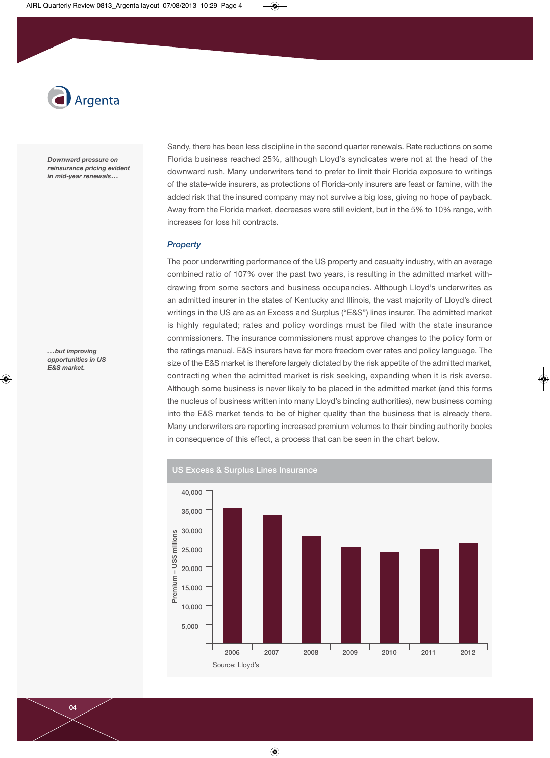*Downward pressure on reinsurance pricing evident in mid-year renewals…*

Sandy, there has been less discipline in the second quarter renewals. Rate reductions on some Florida business reached 25%, although Lloyd's syndicates were not at the head of the downward rush. Many underwriters tend to prefer to limit their Florida exposure to writings of the state-wide insurers, as protections of Florida-only insurers are feast or famine, with the added risk that the insured company may not survive a big loss, giving no hope of payback. Away from the Florida market, decreases were still evident, but in the 5% to 10% range, with increases for loss hit contracts.

### *Property*

*…but improving opportunities in US E&S market.*

The poor underwriting performance of the US property and casualty industry, with an average combined ratio of 107% over the past two years, is resulting in the admitted market withdrawing from some sectors and business occupancies. Although Lloyd's underwrites as an admitted insurer in the states of Kentucky and Illinois, the vast majority of Lloyd's direct writings in the US are as an Excess and Surplus ("E&S") lines insurer. The admitted market is highly regulated; rates and policy wordings must be filed with the state insurance commissioners. The insurance commissioners must approve changes to the policy form or the ratings manual. E&S insurers have far more freedom over rates and policy language. The size of the E&S market is therefore largely dictated by the risk appetite of the admitted market, contracting when the admitted market is risk seeking, expanding when it is risk averse. Although some business is never likely to be placed in the admitted market (and this forms the nucleus of business written into many Lloyd's binding authorities), new business coming into the E&S market tends to be of higher quality than the business that is already there. Many underwriters are reporting increased premium volumes to their binding authority books in consequence of this effect, a process that can be seen in the chart below.

**US Excess & Surplus Lines Insurance**

Premium – US$ millions (bar chart, 2006–2012)

| Year | 2006 | 2007 | 2008 | 2009 | 2010 | 2011 | 2012 |
|---|---|---|---|---|---|---|---|

Source: Lloyd's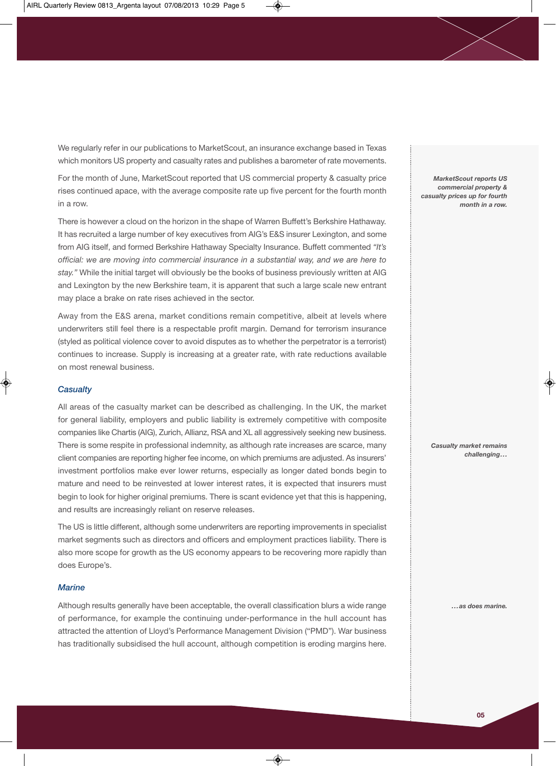We regularly refer in our publications to MarketScout, an insurance exchange based in Texas which monitors US property and casualty rates and publishes a barometer of rate movements.

For the month of June, MarketScout reported that US commercial property & casualty price rises continued apace, with the average composite rate up five percent for the fourth month in a row.

***MarketScout reports US commercial property & casualty prices up for fourth month in a row.***

There is however a cloud on the horizon in the shape of Warren Buffett's Berkshire Hathaway. It has recruited a large number of key executives from AIG's E&S insurer Lexington, and some from AIG itself, and formed Berkshire Hathaway Specialty Insurance. Buffett commented *"It's official: we are moving into commercial insurance in a substantial way, and we are here to stay."* While the initial target will obviously be the books of business previously written at AIG and Lexington by the new Berkshire team, it is apparent that such a large scale new entrant may place a brake on rate rises achieved in the sector.

Away from the E&S arena, market conditions remain competitive, albeit at levels where underwriters still feel there is a respectable profit margin. Demand for terrorism insurance (styled as political violence cover to avoid disputes as to whether the perpetrator is a terrorist) continues to increase. Supply is increasing at a greater rate, with rate reductions available on most renewal business.

### *Casualty*

All areas of the casualty market can be described as challenging. In the UK, the market for general liability, employers and public liability is extremely competitive with composite companies like Chartis (AIG), Zurich, Allianz, RSA and XL all aggressively seeking new business. There is some respite in professional indemnity, as although rate increases are scarce, many client companies are reporting higher fee income, on which premiums are adjusted. As insurers' investment portfolios make ever lower returns, especially as longer dated bonds begin to mature and need to be reinvested at lower interest rates, it is expected that insurers must begin to look for higher original premiums. There is scant evidence yet that this is happening, and results are increasingly reliant on reserve releases.

***Casualty market remains challenging…***

The US is little different, although some underwriters are reporting improvements in specialist market segments such as directors and officers and employment practices liability. There is also more scope for growth as the US economy appears to be recovering more rapidly than does Europe's.

### *Marine*

***…as does marine.***

Although results generally have been acceptable, the overall classification blurs a wide range of performance, for example the continuing under-performance in the hull account has attracted the attention of Lloyd's Performance Management Division ("PMD"). War business has traditionally subsidised the hull account, although competition is eroding margins here.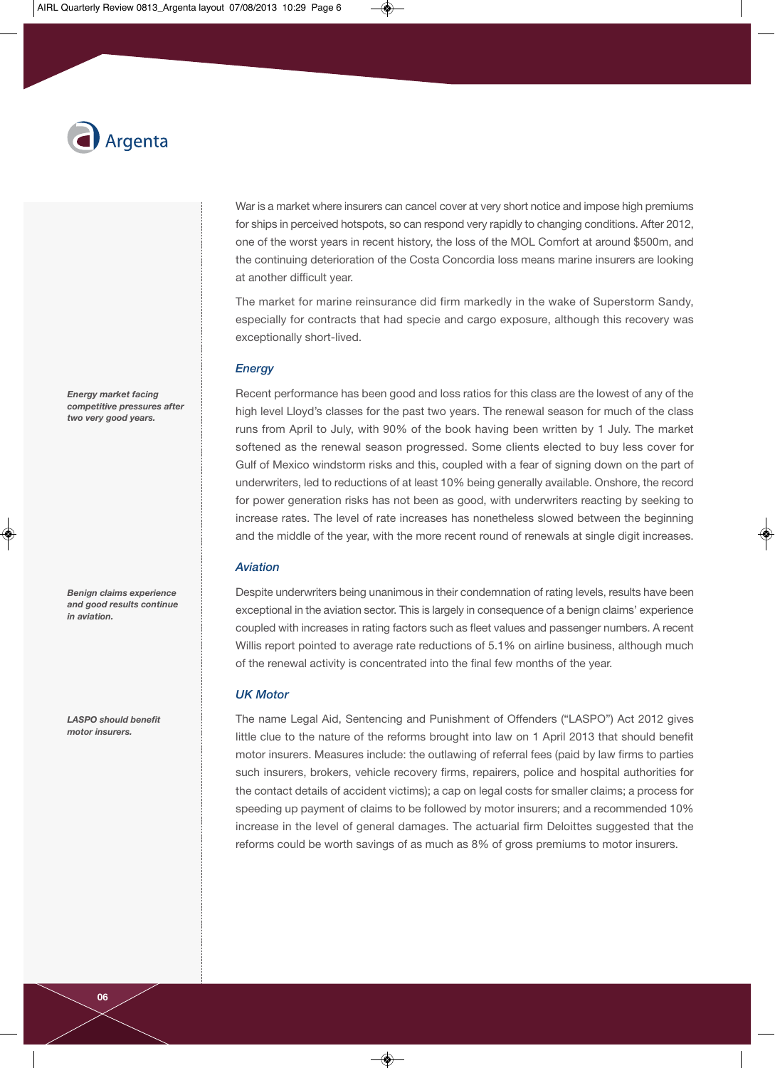War is a market where insurers can cancel cover at very short notice and impose high premiums for ships in perceived hotspots, so can respond very rapidly to changing conditions. After 2012, one of the worst years in recent history, the loss of the MOL Comfort at around $500m, and the continuing deterioration of the Costa Concordia loss means marine insurers are looking at another difficult year.

The market for marine reinsurance did firm markedly in the wake of Superstorm Sandy, especially for contracts that had specie and cargo exposure, although this recovery was exceptionally short-lived.

### Energy

*Energy market facing competitive pressures after two very good years.*

Recent performance has been good and loss ratios for this class are the lowest of any of the high level Lloyd's classes for the past two years. The renewal season for much of the class runs from April to July, with 90% of the book having been written by 1 July. The market softened as the renewal season progressed. Some clients elected to buy less cover for Gulf of Mexico windstorm risks and this, coupled with a fear of signing down on the part of underwriters, led to reductions of at least 10% being generally available. Onshore, the record for power generation risks has not been as good, with underwriters reacting by seeking to increase rates. The level of rate increases has nonetheless slowed between the beginning and the middle of the year, with the more recent round of renewals at single digit increases.

### Aviation

*Benign claims experience and good results continue in aviation.*

Despite underwriters being unanimous in their condemnation of rating levels, results have been exceptional in the aviation sector. This is largely in consequence of a benign claims' experience coupled with increases in rating factors such as fleet values and passenger numbers. A recent Willis report pointed to average rate reductions of 5.1% on airline business, although much of the renewal activity is concentrated into the final few months of the year.

### UK Motor

*LASPO should benefit motor insurers.*

The name Legal Aid, Sentencing and Punishment of Offenders ("LASPO") Act 2012 gives little clue to the nature of the reforms brought into law on 1 April 2013 that should benefit motor insurers. Measures include: the outlawing of referral fees (paid by law firms to parties such insurers, brokers, vehicle recovery firms, repairers, police and hospital authorities for the contact details of accident victims); a cap on legal costs for smaller claims; a process for speeding up payment of claims to be followed by motor insurers; and a recommended 10% increase in the level of general damages. The actuarial firm Deloittes suggested that the reforms could be worth savings of as much as 8% of gross premiums to motor insurers.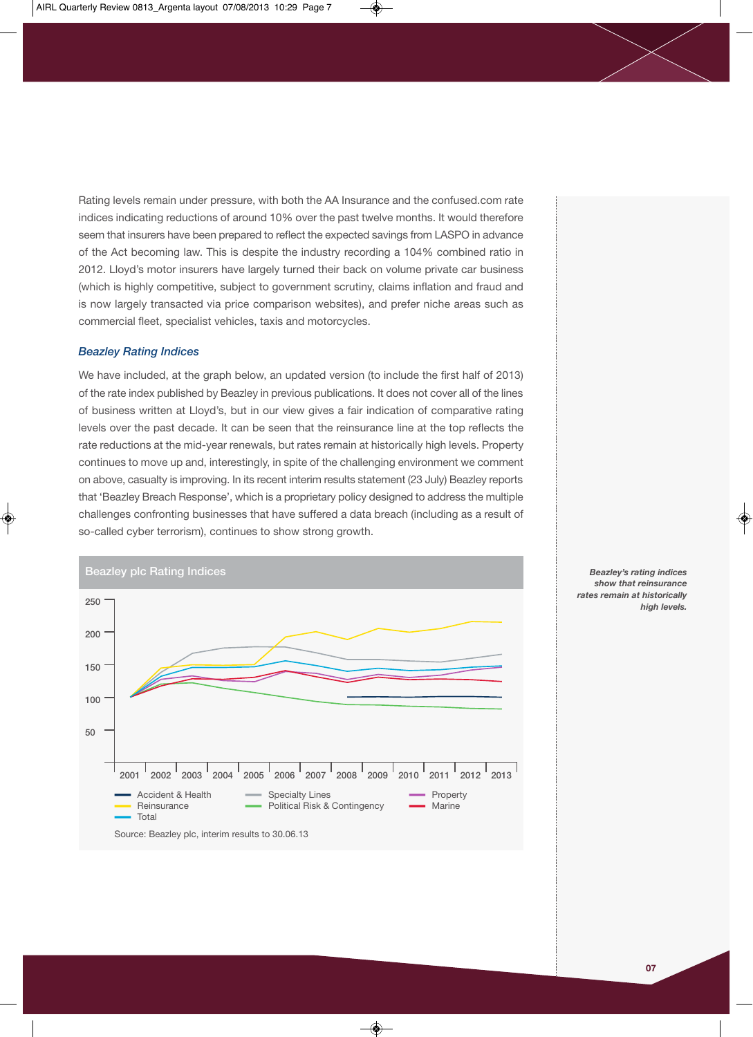Rating levels remain under pressure, with both the AA Insurance and the confused.com rate indices indicating reductions of around 10% over the past twelve months. It would therefore seem that insurers have been prepared to reflect the expected savings from LASPO in advance of the Act becoming law. This is despite the industry recording a 104% combined ratio in 2012. Lloyd's motor insurers have largely turned their back on volume private car business (which is highly competitive, subject to government scrutiny, claims inflation and fraud and is now largely transacted via price comparison websites), and prefer niche areas such as commercial fleet, specialist vehicles, taxis and motorcycles.

### *Beazley Rating Indices*

We have included, at the graph below, an updated version (to include the first half of 2013) of the rate index published by Beazley in previous publications. It does not cover all of the lines of business written at Lloyd's, but in our view gives a fair indication of comparative rating levels over the past decade. It can be seen that the reinsurance line at the top reflects the rate reductions at the mid-year renewals, but rates remain at historically high levels. Property continues to move up and, interestingly, in spite of the challenging environment we comment on above, casualty is improving. In its recent interim results statement (23 July) Beazley reports that 'Beazley Breach Response', which is a proprietary policy designed to address the multiple challenges confronting businesses that have suffered a data breach (including as a result of so-called cyber terrorism), continues to show strong growth.

**Beazley plc Rating Indices**

Legend: Accident & Health; Reinsurance; Total; Specialty Lines; Political Risk & Contingency; Property; Marine

Source: Beazley plc, interim results to 30.06.13

***Beazley's rating indices show that reinsurance rates remain at historically high levels.***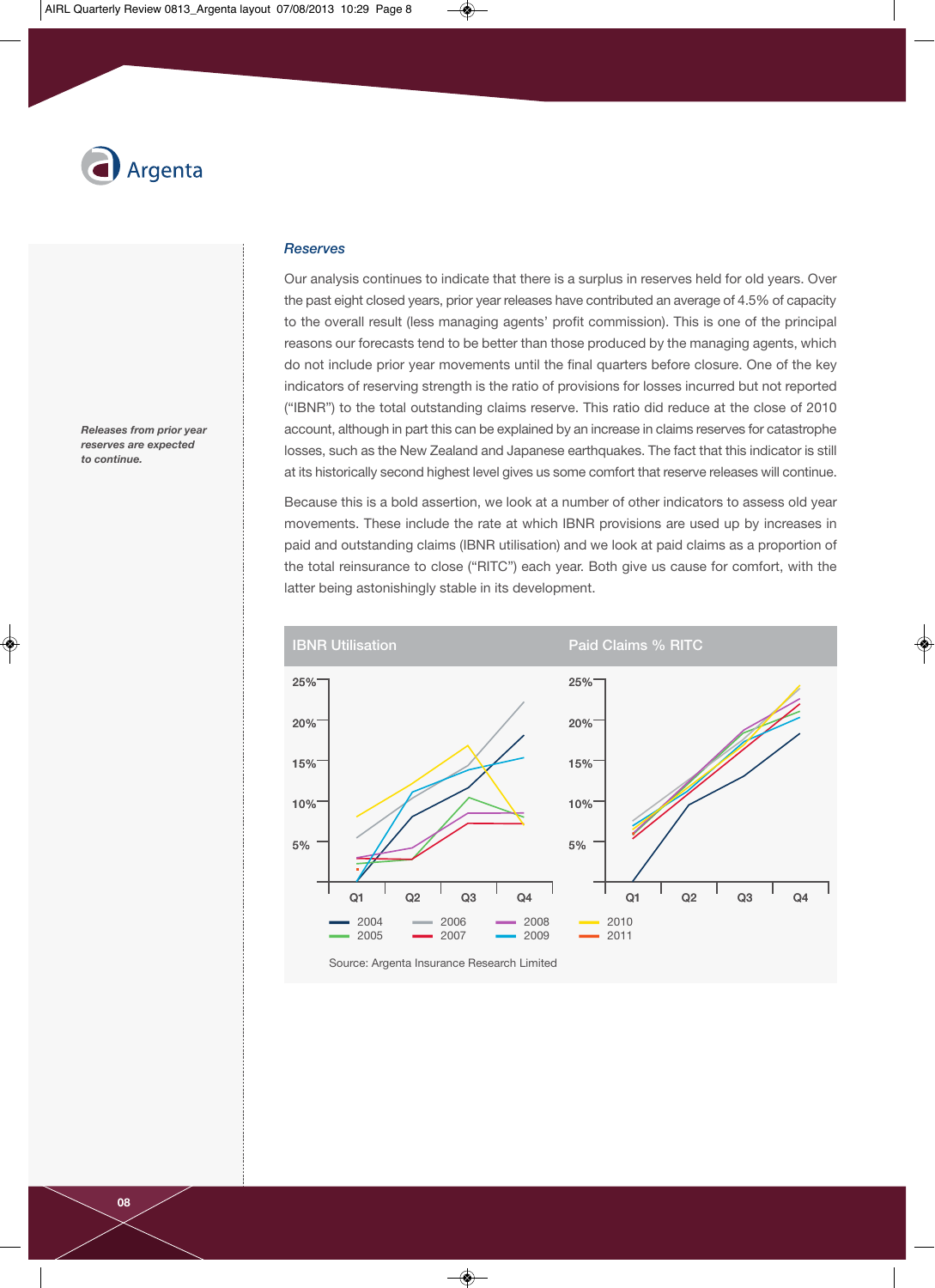*Releases from prior year reserves are expected to continue.*

### *Reserves*

Our analysis continues to indicate that there is a surplus in reserves held for old years. Over the past eight closed years, prior year releases have contributed an average of 4.5% of capacity to the overall result (less managing agents' profit commission). This is one of the principal reasons our forecasts tend to be better than those produced by the managing agents, which do not include prior year movements until the final quarters before closure. One of the key indicators of reserving strength is the ratio of provisions for losses incurred but not reported ("IBNR") to the total outstanding claims reserve. This ratio did reduce at the close of 2010 account, although in part this can be explained by an increase in claims reserves for catastrophe losses, such as the New Zealand and Japanese earthquakes. The fact that this indicator is still at its historically second highest level gives us some comfort that reserve releases will continue.

Because this is a bold assertion, we look at a number of other indicators to assess old year movements. These include the rate at which IBNR provisions are used up by increases in paid and outstanding claims (IBNR utilisation) and we look at paid claims as a proportion of the total reinsurance to close ("RITC") each year. Both give us cause for comfort, with the latter being astonishingly stable in its development.

**IBNR Utilisation** | **Paid Claims % RITC**

Legend: 2004, 2005, 2006, 2007, 2008, 2009, 2010, 2011

Source: Argenta Insurance Research Limited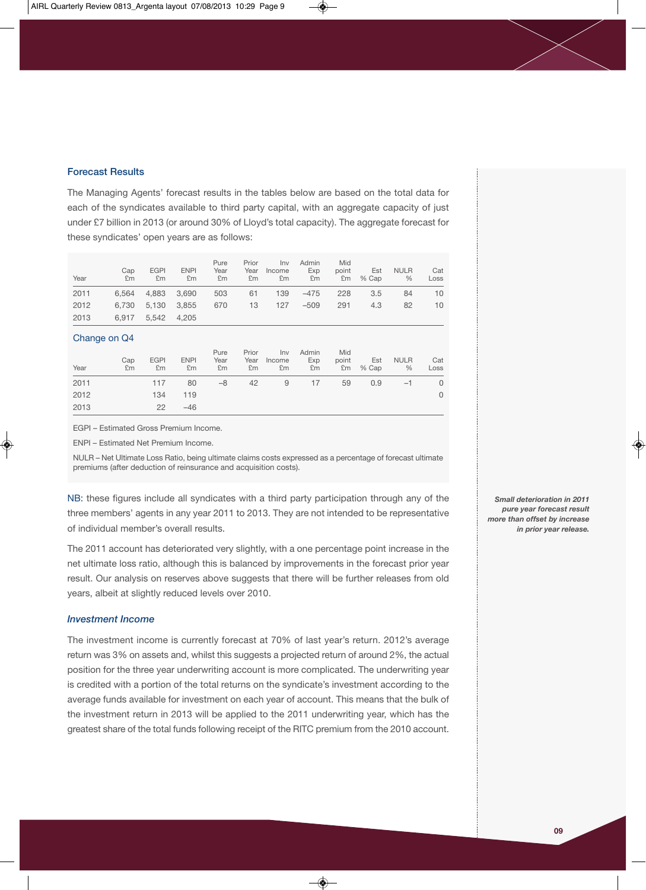## Forecast Results

The Managing Agents' forecast results in the tables below are based on the total data for each of the syndicates available to third party capital, with an aggregate capacity of just under £7 billion in 2013 (or around 30% of Lloyd's total capacity). The aggregate forecast for these syndicates' open years are as follows:

| Year | Cap £m | EGPI £m | ENPI £m | Pure Year £m | Prior Year £m | Inv Income £m | Admin Exp £m | Mid point £m | Est % Cap | NULR % | Cat Loss |
|---|---|---|---|---|---|---|---|---|---|---|---|
| 2011 | 6,564 | 4,883 | 3,690 | 503 | 61 | 139 | –475 | 228 | 3.5 | 84 | 10 |
| 2012 | 6,730 | 5,130 | 3,855 | 670 | 13 | 127 | –509 | 291 | 4.3 | 82 | 10 |
| 2013 | 6,917 | 5,542 | 4,205 | | | | | | | | |

### Change on Q4

| Year | Cap £m | EGPI £m | ENPI £m | Pure Year £m | Prior Year £m | Inv Income £m | Admin Exp £m | Mid point £m | Est % Cap | NULR % | Cat Loss |
|---|---|---|---|---|---|---|---|---|---|---|---|
| 2011 | | 117 | 80 | –8 | 42 | 9 | 17 | 59 | 0.9 | –1 | 0 |
| 2012 | | 134 | 119 | | | | | | | | 0 |
| 2013 | | 22 | –46 | | | | | | | | |

EGPI – Estimated Gross Premium Income.

ENPI – Estimated Net Premium Income.

NULR – Net Ultimate Loss Ratio, being ultimate claims costs expressed as a percentage of forecast ultimate premiums (after deduction of reinsurance and acquisition costs).

NB: these figures include all syndicates with a third party participation through any of the three members' agents in any year 2011 to 2013. They are not intended to be representative of individual member's overall results.

The 2011 account has deteriorated very slightly, with a one percentage point increase in the net ultimate loss ratio, although this is balanced by improvements in the forecast prior year result. Our analysis on reserves above suggests that there will be further releases from old years, albeit at slightly reduced levels over 2010.

*Small deterioration in 2011 pure year forecast result more than offset by increase in prior year release.*

### *Investment Income*

The investment income is currently forecast at 70% of last year's return. 2012's average return was 3% on assets and, whilst this suggests a projected return of around 2%, the actual position for the three year underwriting account is more complicated. The underwriting year is credited with a portion of the total returns on the syndicate's investment according to the average funds available for investment on each year of account. This means that the bulk of the investment return in 2013 will be applied to the 2011 underwriting year, which has the greatest share of the total funds following receipt of the RITC premium from the 2010 account.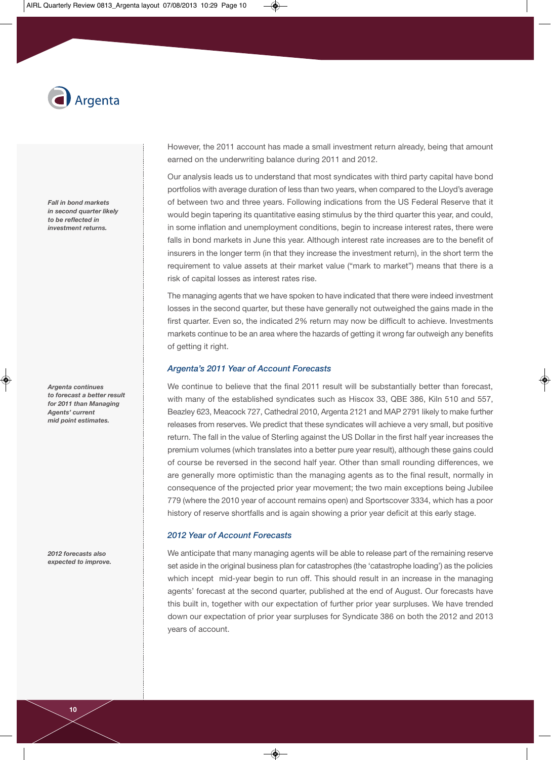However, the 2011 account has made a small investment return already, being that amount earned on the underwriting balance during 2011 and 2012.

*Fall in bond markets in second quarter likely to be reflected in investment returns.*

Our analysis leads us to understand that most syndicates with third party capital have bond portfolios with average duration of less than two years, when compared to the Lloyd's average of between two and three years. Following indications from the US Federal Reserve that it would begin tapering its quantitative easing stimulus by the third quarter this year, and could, in some inflation and unemployment conditions, begin to increase interest rates, there were falls in bond markets in June this year. Although interest rate increases are to the benefit of insurers in the longer term (in that they increase the investment return), in the short term the requirement to value assets at their market value ("mark to market") means that there is a risk of capital losses as interest rates rise.

The managing agents that we have spoken to have indicated that there were indeed investment losses in the second quarter, but these have generally not outweighed the gains made in the first quarter. Even so, the indicated 2% return may now be difficult to achieve. Investments markets continue to be an area where the hazards of getting it wrong far outweigh any benefits of getting it right.

### *Argenta's 2011 Year of Account Forecasts*

*Argenta continues to forecast a better result for 2011 than Managing Agents' current mid point estimates.*

We continue to believe that the final 2011 result will be substantially better than forecast, with many of the established syndicates such as Hiscox 33, QBE 386, Kiln 510 and 557, Beazley 623, Meacock 727, Cathedral 2010, Argenta 2121 and MAP 2791 likely to make further releases from reserves. We predict that these syndicates will achieve a very small, but positive return. The fall in the value of Sterling against the US Dollar in the first half year increases the premium volumes (which translates into a better pure year result), although these gains could of course be reversed in the second half year. Other than small rounding differences, we are generally more optimistic than the managing agents as to the final result, normally in consequence of the projected prior year movement; the two main exceptions being Jubilee 779 (where the 2010 year of account remains open) and Sportscover 3334, which has a poor history of reserve shortfalls and is again showing a prior year deficit at this early stage.

### *2012 Year of Account Forecasts*

*2012 forecasts also expected to improve.*

We anticipate that many managing agents will be able to release part of the remaining reserve set aside in the original business plan for catastrophes (the 'catastrophe loading') as the policies which incept mid-year begin to run off. This should result in an increase in the managing agents' forecast at the second quarter, published at the end of August. Our forecasts have this built in, together with our expectation of further prior year surpluses. We have trended down our expectation of prior year surpluses for Syndicate 386 on both the 2012 and 2013 years of account.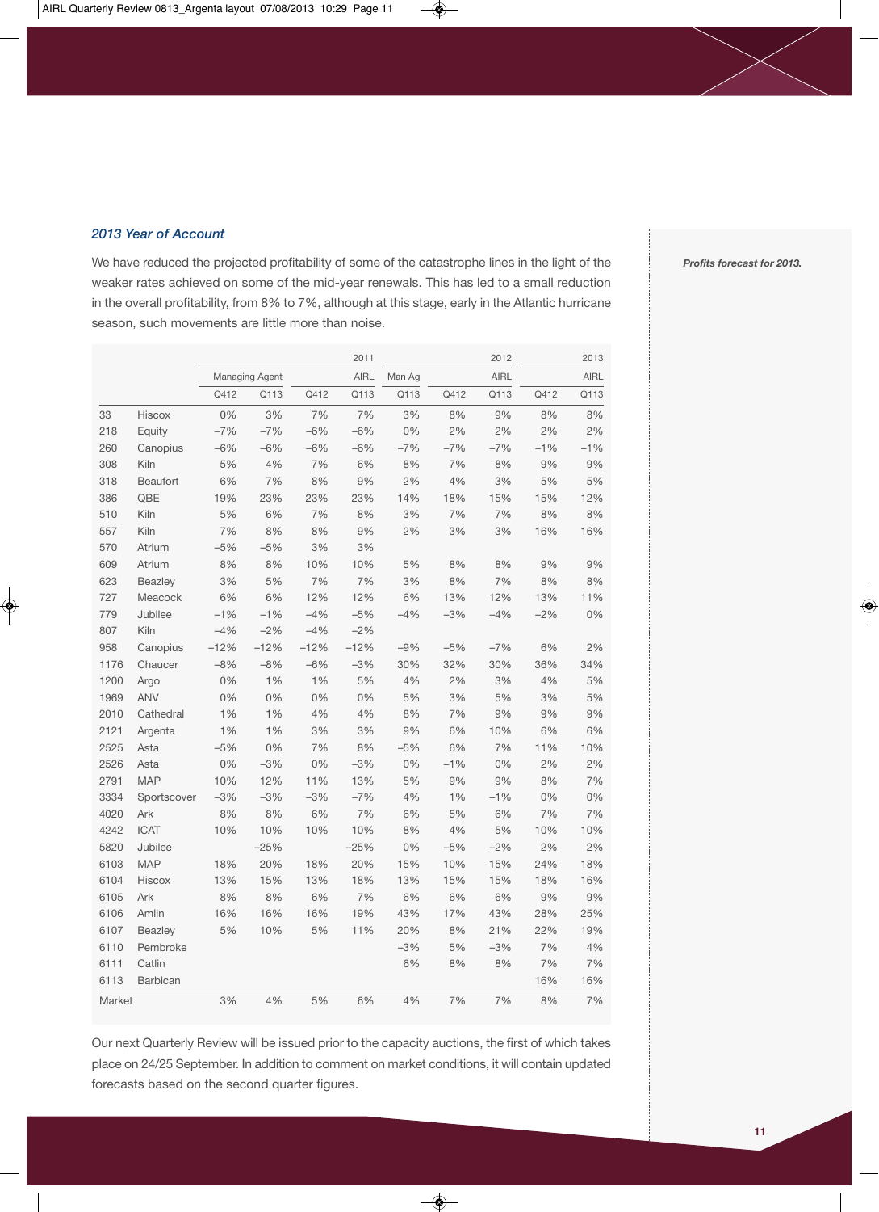### *2013 Year of Account*

*Profits forecast for 2013.*

We have reduced the projected profitability of some of the catastrophe lines in the light of the weaker rates achieved on some of the mid-year renewals. This has led to a small reduction in the overall profitability, from 8% to 7%, although at this stage, early in the Atlantic hurricane season, such movements are little more than noise.

| | | 2011 | | | | 2012 | | | 2013 | |
|---|---|---|---|---|---|---|---|---|---|---|
| | | Managing Agent | | AIRL | | Man Ag | AIRL | | AIRL | |
| | | Q412 | Q113 | Q412 | Q113 | Q113 | Q412 | Q113 | Q412 | Q113 |
| 33 | Hiscox | 0% | 3% | 7% | 7% | 3% | 8% | 9% | 8% | 8% |
| 218 | Equity | –7% | –7% | –6% | –6% | 0% | 2% | 2% | 2% | 2% |
| 260 | Canopius | –6% | –6% | –6% | –6% | –7% | –7% | –7% | –1% | –1% |
| 308 | Kiln | 5% | 4% | 7% | 6% | 8% | 7% | 8% | 9% | 9% |
| 318 | Beaufort | 6% | 7% | 8% | 9% | 2% | 4% | 3% | 5% | 5% |
| 386 | QBE | 19% | 23% | 23% | 23% | 14% | 18% | 15% | 15% | 12% |
| 510 | Kiln | 5% | 6% | 7% | 8% | 3% | 7% | 7% | 8% | 8% |
| 557 | Kiln | 7% | 8% | 8% | 9% | 2% | 3% | 3% | 16% | 16% |
| 570 | Atrium | –5% | –5% | 3% | 3% | | | | | |
| 609 | Atrium | 8% | 8% | 10% | 10% | 5% | 8% | 8% | 9% | 9% |
| 623 | Beazley | 3% | 5% | 7% | 7% | 3% | 8% | 7% | 8% | 8% |
| 727 | Meacock | 6% | 6% | 12% | 12% | 6% | 13% | 12% | 13% | 11% |
| 779 | Jubilee | –1% | –1% | –4% | –5% | –4% | –3% | –4% | –2% | 0% |
| 807 | Kiln | –4% | –2% | –4% | –2% | | | | | |
| 958 | Canopius | –12% | –12% | –12% | –12% | –9% | –5% | –7% | 6% | 2% |
| 1176 | Chaucer | –8% | –8% | –6% | –3% | 30% | 32% | 30% | 36% | 34% |
| 1200 | Argo | 0% | 1% | 1% | 5% | 4% | 2% | 3% | 4% | 5% |
| 1969 | ANV | 0% | 0% | 0% | 0% | 5% | 3% | 5% | 3% | 5% |
| 2010 | Cathedral | 1% | 1% | 4% | 4% | 8% | 7% | 9% | 9% | 9% |
| 2121 | Argenta | 1% | 1% | 3% | 3% | 9% | 6% | 10% | 6% | 6% |
| 2525 | Asta | –5% | 0% | 7% | 8% | –5% | 6% | 7% | 11% | 10% |
| 2526 | Asta | 0% | –3% | 0% | –3% | 0% | –1% | 0% | 2% | 2% |
| 2791 | MAP | 10% | 12% | 11% | 13% | 5% | 9% | 9% | 8% | 7% |
| 3334 | Sportscover | –3% | –3% | –3% | –7% | 4% | 1% | –1% | 0% | 0% |
| 4020 | Ark | 8% | 8% | 6% | 7% | 6% | 5% | 6% | 7% | 7% |
| 4242 | ICAT | 10% | 10% | 10% | 10% | 8% | 4% | 5% | 10% | 10% |
| 5820 | Jubilee | | –25% | | –25% | 0% | –5% | –2% | 2% | 2% |
| 6103 | MAP | 18% | 20% | 18% | 20% | 15% | 10% | 15% | 24% | 18% |
| 6104 | Hiscox | 13% | 15% | 13% | 18% | 13% | 15% | 15% | 18% | 16% |
| 6105 | Ark | 8% | 8% | 6% | 7% | 6% | 6% | 6% | 9% | 9% |
| 6106 | Amlin | 16% | 16% | 16% | 19% | 43% | 17% | 43% | 28% | 25% |
| 6107 | Beazley | 5% | 10% | 5% | 11% | 20% | 8% | 21% | 22% | 19% |
| 6110 | Pembroke | | | | | –3% | 5% | –3% | 7% | 4% |
| 6111 | Catlin | | | | | 6% | 8% | 8% | 7% | 7% |
| 6113 | Barbican | | | | | | | | 16% | 16% |
| Market | | 3% | 4% | 5% | 6% | 4% | 7% | 7% | 8% | 7% |

Our next Quarterly Review will be issued prior to the capacity auctions, the first of which takes place on 24/25 September. In addition to comment on market conditions, it will contain updated forecasts based on the second quarter figures.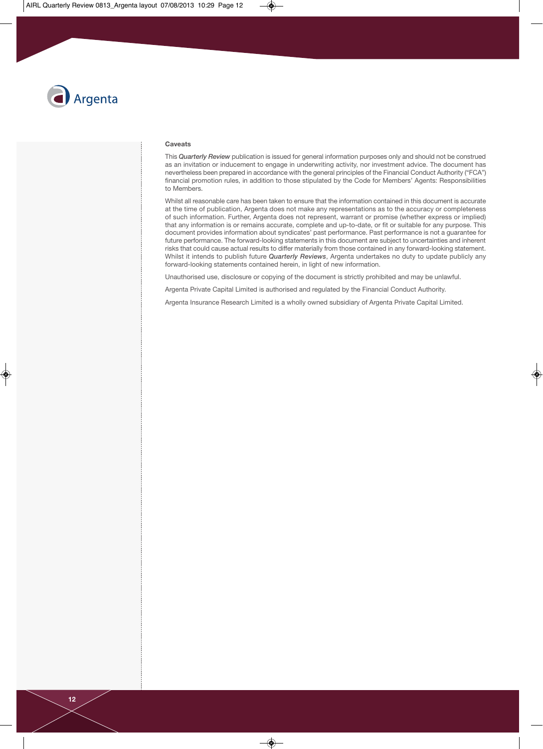## Caveats

This *Quarterly Review* publication is issued for general information purposes only and should not be construed as an invitation or inducement to engage in underwriting activity, nor investment advice. The document has nevertheless been prepared in accordance with the general principles of the Financial Conduct Authority ("FCA") financial promotion rules, in addition to those stipulated by the Code for Members' Agents: Responsibilities to Members.

Whilst all reasonable care has been taken to ensure that the information contained in this document is accurate at the time of publication, Argenta does not make any representations as to the accuracy or completeness of such information. Further, Argenta does not represent, warrant or promise (whether express or implied) that any information is or remains accurate, complete and up-to-date, or fit or suitable for any purpose. This document provides information about syndicates' past performance. Past performance is not a guarantee for future performance. The forward-looking statements in this document are subject to uncertainties and inherent risks that could cause actual results to differ materially from those contained in any forward-looking statement. Whilst it intends to publish future ***Quarterly Reviews***, Argenta undertakes no duty to update publicly any forward-looking statements contained herein, in light of new information.

Unauthorised use, disclosure or copying of the document is strictly prohibited and may be unlawful.

Argenta Private Capital Limited is authorised and regulated by the Financial Conduct Authority.

Argenta Insurance Research Limited is a wholly owned subsidiary of Argenta Private Capital Limited.